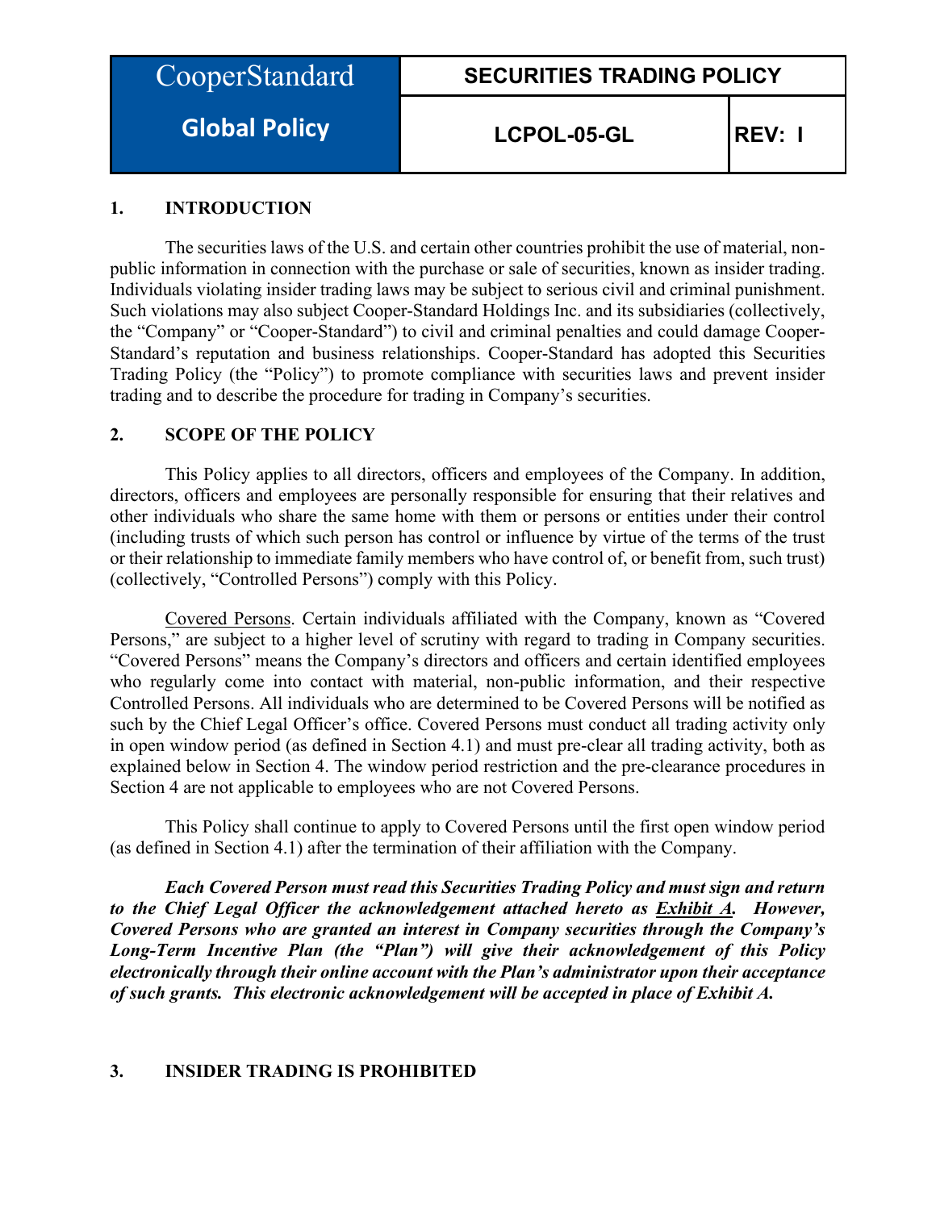| CooperStandard Global Policy | SECURITIES TRADING POLICY | |
| --- | --- | --- |
| | LCPOL-05-GL | REV: I |

## 1. INTRODUCTION

The securities laws of the U.S. and certain other countries prohibit the use of material, non-public information in connection with the purchase or sale of securities, known as insider trading. Individuals violating insider trading laws may be subject to serious civil and criminal punishment. Such violations may also subject Cooper-Standard Holdings Inc. and its subsidiaries (collectively, the "Company" or "Cooper-Standard") to civil and criminal penalties and could damage Cooper-Standard's reputation and business relationships. Cooper-Standard has adopted this Securities Trading Policy (the "Policy") to promote compliance with securities laws and prevent insider trading and to describe the procedure for trading in Company's securities.

## 2. SCOPE OF THE POLICY

This Policy applies to all directors, officers and employees of the Company. In addition, directors, officers and employees are personally responsible for ensuring that their relatives and other individuals who share the same home with them or persons or entities under their control (including trusts of which such person has control or influence by virtue of the terms of the trust or their relationship to immediate family members who have control of, or benefit from, such trust) (collectively, "Controlled Persons") comply with this Policy.

<u>Covered Persons</u>. Certain individuals affiliated with the Company, known as "Covered Persons," are subject to a higher level of scrutiny with regard to trading in Company securities. "Covered Persons" means the Company's directors and officers and certain identified employees who regularly come into contact with material, non-public information, and their respective Controlled Persons. All individuals who are determined to be Covered Persons will be notified as such by the Chief Legal Officer's office. Covered Persons must conduct all trading activity only in open window period (as defined in Section 4.1) and must pre-clear all trading activity, both as explained below in Section 4. The window period restriction and the pre-clearance procedures in Section 4 are not applicable to employees who are not Covered Persons.

This Policy shall continue to apply to Covered Persons until the first open window period (as defined in Section 4.1) after the termination of their affiliation with the Company.

***Each Covered Person must read this Securities Trading Policy and must sign and return to the Chief Legal Officer the acknowledgement attached hereto as <u>Exhibit A</u>. However, Covered Persons who are granted an interest in Company securities through the Company's Long-Term Incentive Plan (the "Plan") will give their acknowledgement of this Policy electronically through their online account with the Plan's administrator upon their acceptance of such grants. This electronic acknowledgement will be accepted in place of Exhibit A.***

## 3. INSIDER TRADING IS PROHIBITED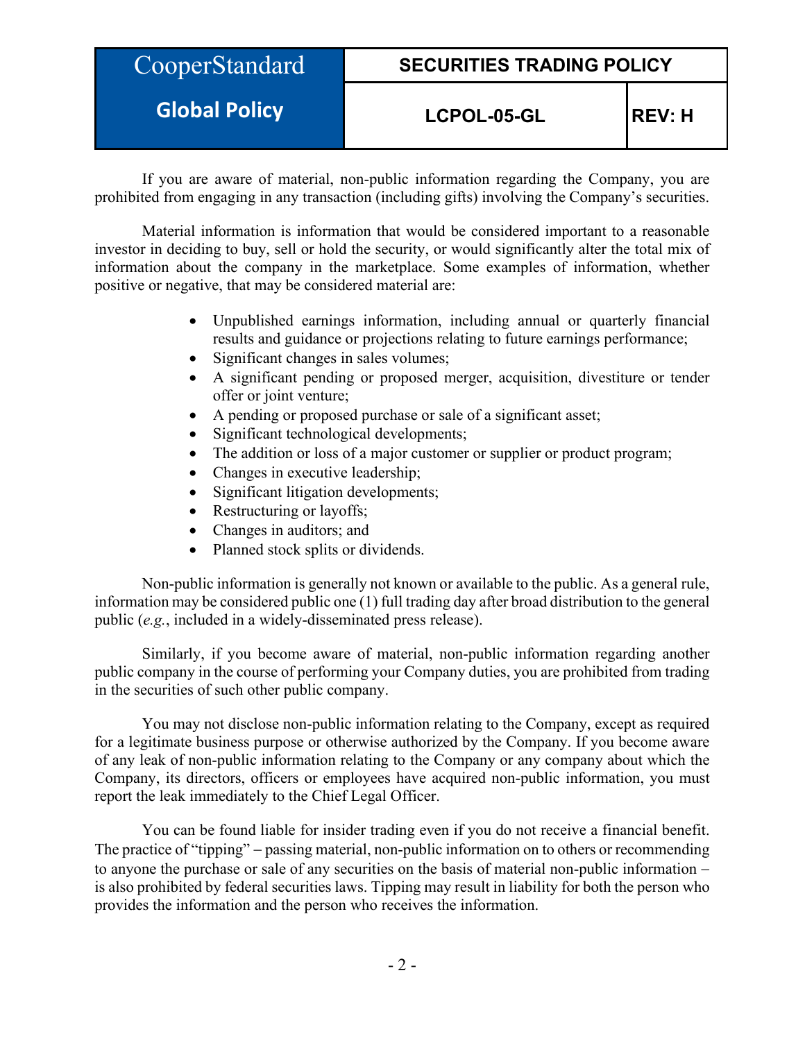If you are aware of material, non-public information regarding the Company, you are prohibited from engaging in any transaction (including gifts) involving the Company's securities.

Material information is information that would be considered important to a reasonable investor in deciding to buy, sell or hold the security, or would significantly alter the total mix of information about the company in the marketplace. Some examples of information, whether positive or negative, that may be considered material are:

- Unpublished earnings information, including annual or quarterly financial results and guidance or projections relating to future earnings performance;
- Significant changes in sales volumes;
- A significant pending or proposed merger, acquisition, divestiture or tender offer or joint venture;
- A pending or proposed purchase or sale of a significant asset;
- Significant technological developments;
- The addition or loss of a major customer or supplier or product program;
- Changes in executive leadership;
- Significant litigation developments;
- Restructuring or layoffs;
- Changes in auditors; and
- Planned stock splits or dividends.

Non-public information is generally not known or available to the public. As a general rule, information may be considered public one (1) full trading day after broad distribution to the general public (*e.g.*, included in a widely-disseminated press release).

Similarly, if you become aware of material, non-public information regarding another public company in the course of performing your Company duties, you are prohibited from trading in the securities of such other public company.

You may not disclose non-public information relating to the Company, except as required for a legitimate business purpose or otherwise authorized by the Company. If you become aware of any leak of non-public information relating to the Company or any company about which the Company, its directors, officers or employees have acquired non-public information, you must report the leak immediately to the Chief Legal Officer.

You can be found liable for insider trading even if you do not receive a financial benefit. The practice of "tipping" – passing material, non-public information on to others or recommending to anyone the purchase or sale of any securities on the basis of material non-public information – is also prohibited by federal securities laws. Tipping may result in liability for both the person who provides the information and the person who receives the information.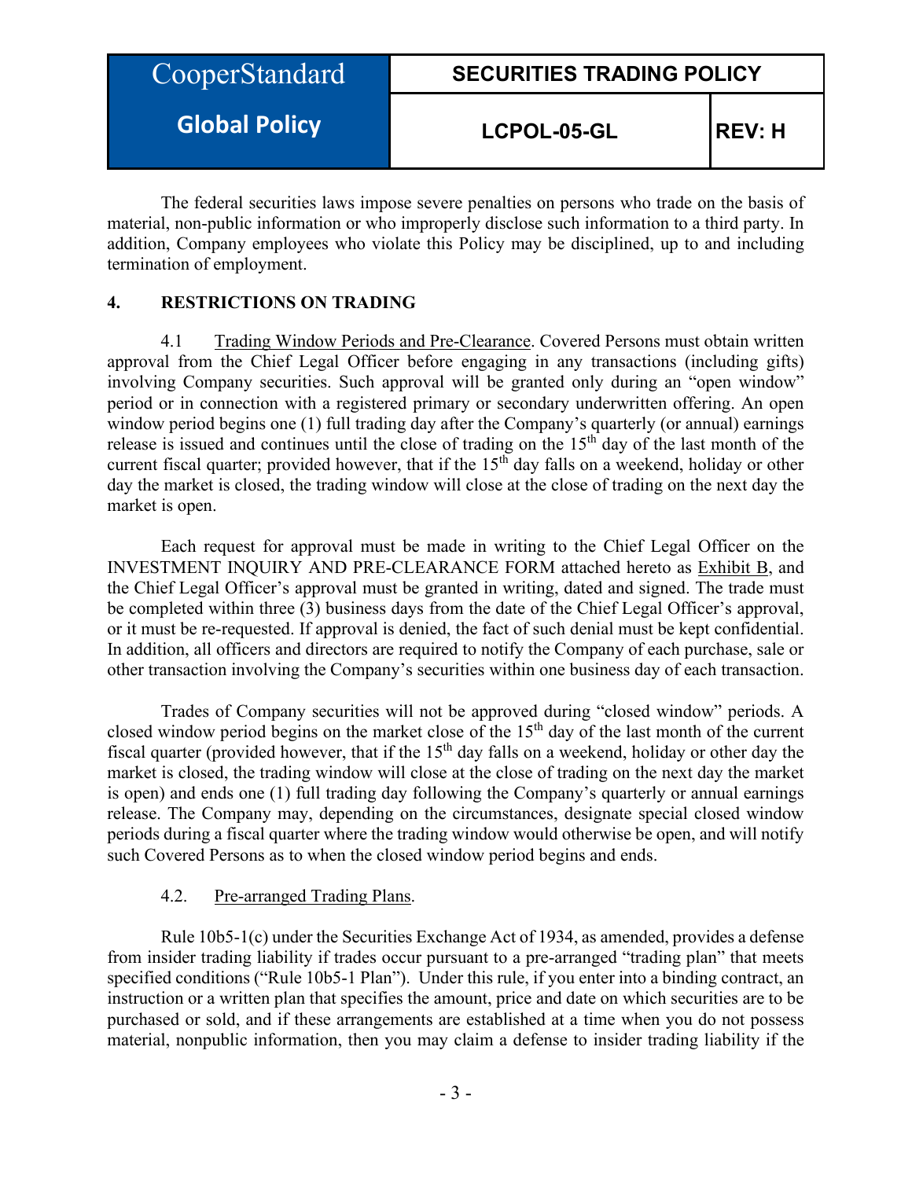The federal securities laws impose severe penalties on persons who trade on the basis of material, non-public information or who improperly disclose such information to a third party. In addition, Company employees who violate this Policy may be disciplined, up to and including termination of employment.

## 4. RESTRICTIONS ON TRADING

4.1 Trading Window Periods and Pre-Clearance. Covered Persons must obtain written approval from the Chief Legal Officer before engaging in any transactions (including gifts) involving Company securities. Such approval will be granted only during an "open window" period or in connection with a registered primary or secondary underwritten offering. An open window period begins one (1) full trading day after the Company's quarterly (or annual) earnings release is issued and continues until the close of trading on the 15th day of the last month of the current fiscal quarter; provided however, that if the 15th day falls on a weekend, holiday or other day the market is closed, the trading window will close at the close of trading on the next day the market is open.

Each request for approval must be made in writing to the Chief Legal Officer on the INVESTMENT INQUIRY AND PRE-CLEARANCE FORM attached hereto as Exhibit B, and the Chief Legal Officer's approval must be granted in writing, dated and signed. The trade must be completed within three (3) business days from the date of the Chief Legal Officer's approval, or it must be re-requested. If approval is denied, the fact of such denial must be kept confidential. In addition, all officers and directors are required to notify the Company of each purchase, sale or other transaction involving the Company's securities within one business day of each transaction.

Trades of Company securities will not be approved during "closed window" periods. A closed window period begins on the market close of the 15th day of the last month of the current fiscal quarter (provided however, that if the 15th day falls on a weekend, holiday or other day the market is closed, the trading window will close at the close of trading on the next day the market is open) and ends one (1) full trading day following the Company's quarterly or annual earnings release. The Company may, depending on the circumstances, designate special closed window periods during a fiscal quarter where the trading window would otherwise be open, and will notify such Covered Persons as to when the closed window period begins and ends.

4.2. Pre-arranged Trading Plans.

Rule 10b5-1(c) under the Securities Exchange Act of 1934, as amended, provides a defense from insider trading liability if trades occur pursuant to a pre-arranged "trading plan" that meets specified conditions ("Rule 10b5-1 Plan"). Under this rule, if you enter into a binding contract, an instruction or a written plan that specifies the amount, price and date on which securities are to be purchased or sold, and if these arrangements are established at a time when you do not possess material, nonpublic information, then you may claim a defense to insider trading liability if the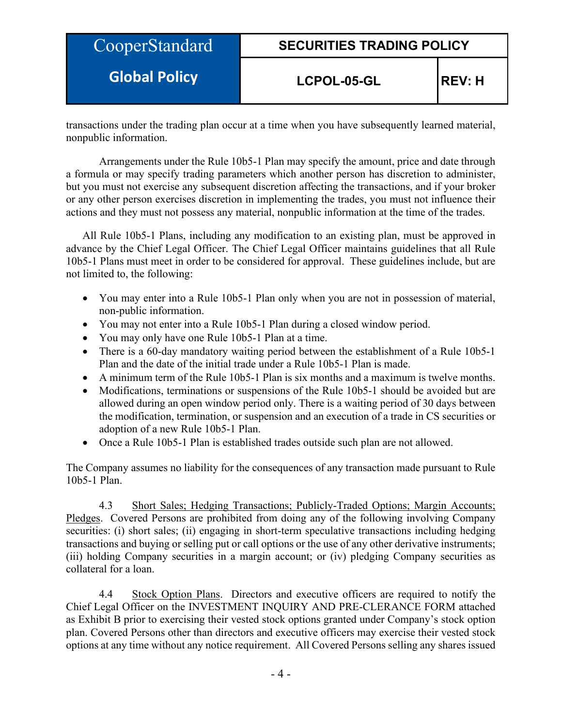transactions under the trading plan occur at a time when you have subsequently learned material, nonpublic information.

Arrangements under the Rule 10b5-1 Plan may specify the amount, price and date through a formula or may specify trading parameters which another person has discretion to administer, but you must not exercise any subsequent discretion affecting the transactions, and if your broker or any other person exercises discretion in implementing the trades, you must not influence their actions and they must not possess any material, nonpublic information at the time of the trades.

All Rule 10b5-1 Plans, including any modification to an existing plan, must be approved in advance by the Chief Legal Officer. The Chief Legal Officer maintains guidelines that all Rule 10b5-1 Plans must meet in order to be considered for approval. These guidelines include, but are not limited to, the following:

- You may enter into a Rule 10b5-1 Plan only when you are not in possession of material, non-public information.
- You may not enter into a Rule 10b5-1 Plan during a closed window period.
- You may only have one Rule 10b5-1 Plan at a time.
- There is a 60-day mandatory waiting period between the establishment of a Rule 10b5-1 Plan and the date of the initial trade under a Rule 10b5-1 Plan is made.
- A minimum term of the Rule 10b5-1 Plan is six months and a maximum is twelve months.
- Modifications, terminations or suspensions of the Rule 10b5-1 should be avoided but are allowed during an open window period only. There is a waiting period of 30 days between the modification, termination, or suspension and an execution of a trade in CS securities or adoption of a new Rule 10b5-1 Plan.
- Once a Rule 10b5-1 Plan is established trades outside such plan are not allowed.

The Company assumes no liability for the consequences of any transaction made pursuant to Rule 10b5-1 Plan.

4.3 Short Sales; Hedging Transactions; Publicly-Traded Options; Margin Accounts; Pledges. Covered Persons are prohibited from doing any of the following involving Company securities: (i) short sales; (ii) engaging in short-term speculative transactions including hedging transactions and buying or selling put or call options or the use of any other derivative instruments; (iii) holding Company securities in a margin account; or (iv) pledging Company securities as collateral for a loan.

4.4 Stock Option Plans. Directors and executive officers are required to notify the Chief Legal Officer on the INVESTMENT INQUIRY AND PRE-CLERANCE FORM attached as Exhibit B prior to exercising their vested stock options granted under Company's stock option plan. Covered Persons other than directors and executive officers may exercise their vested stock options at any time without any notice requirement. All Covered Persons selling any shares issued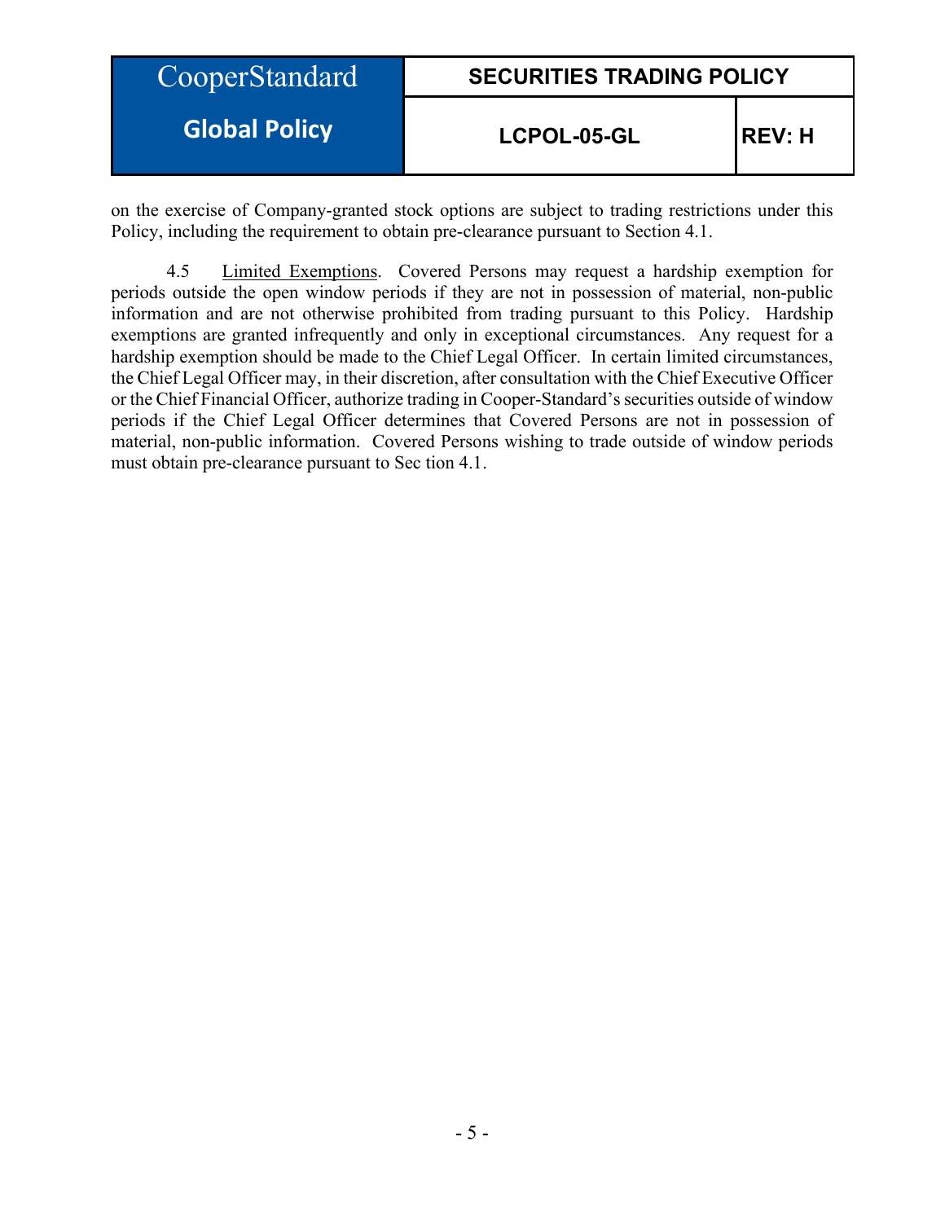on the exercise of Company-granted stock options are subject to trading restrictions under this Policy, including the requirement to obtain pre-clearance pursuant to Section 4.1.

4.5 Limited Exemptions. Covered Persons may request a hardship exemption for periods outside the open window periods if they are not in possession of material, non-public information and are not otherwise prohibited from trading pursuant to this Policy. Hardship exemptions are granted infrequently and only in exceptional circumstances. Any request for a hardship exemption should be made to the Chief Legal Officer. In certain limited circumstances, the Chief Legal Officer may, in their discretion, after consultation with the Chief Executive Officer or the Chief Financial Officer, authorize trading in Cooper-Standard's securities outside of window periods if the Chief Legal Officer determines that Covered Persons are not in possession of material, non-public information. Covered Persons wishing to trade outside of window periods must obtain pre-clearance pursuant to Sec tion 4.1.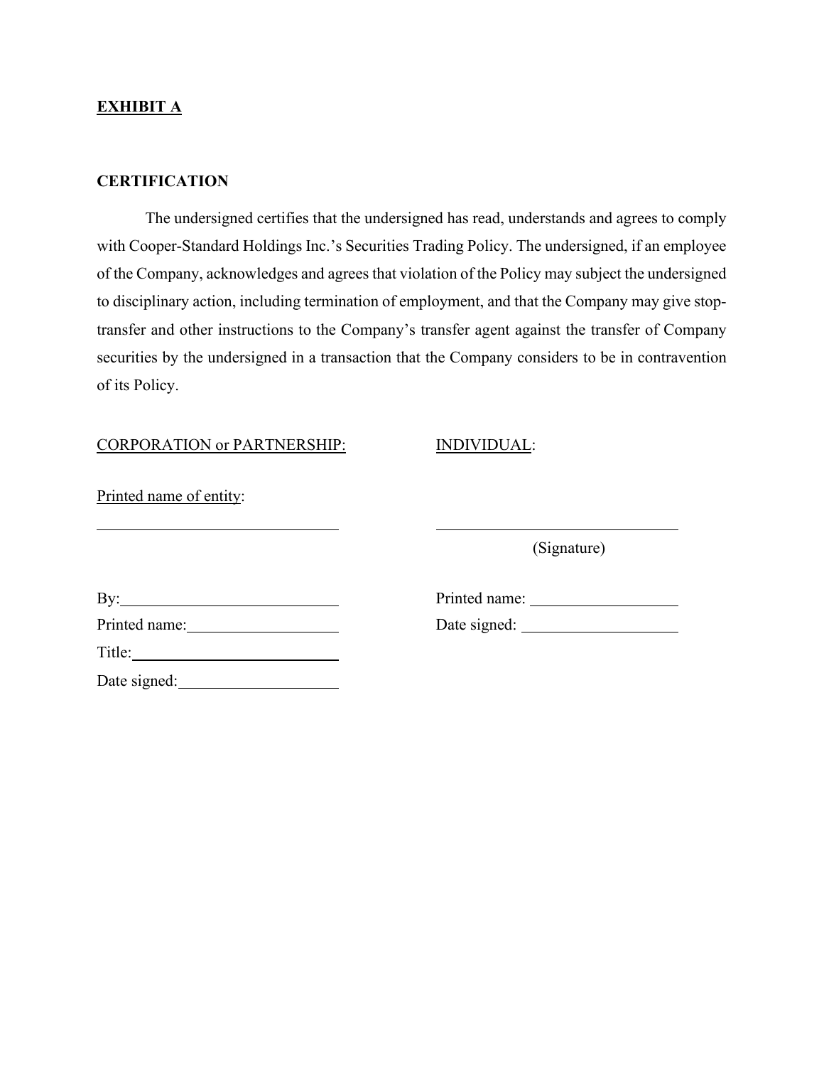**EXHIBIT A**

**CERTIFICATION**

The undersigned certifies that the undersigned has read, understands and agrees to comply with Cooper-Standard Holdings Inc.'s Securities Trading Policy. The undersigned, if an employee of the Company, acknowledges and agrees that violation of the Policy may subject the undersigned to disciplinary action, including termination of employment, and that the Company may give stop-transfer and other instructions to the Company's transfer agent against the transfer of Company securities by the undersigned in a transaction that the Company considers to be in contravention of its Policy.

CORPORATION or PARTNERSHIP:

Printed name of entity:

______________________________

By: ___________________________

Printed name: __________________

Title: _________________________

Date signed: ___________________

INDIVIDUAL:

______________________________
(Signature)

Printed name: __________________

Date signed: ___________________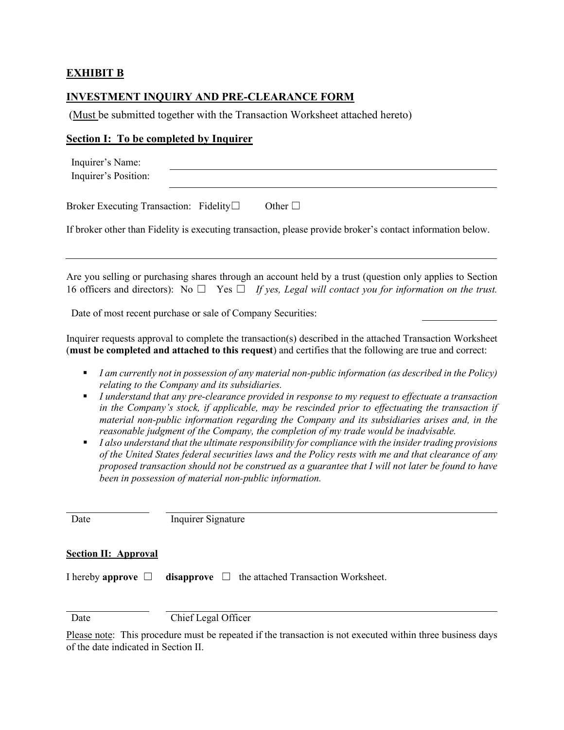**EXHIBIT B**

**INVESTMENT INQUIRY AND PRE-CLEARANCE FORM**

(Must be submitted together with the Transaction Worksheet attached hereto)

**Section I: To be completed by Inquirer**

Inquirer's Name: ______________________________

Inquirer's Position: ______________________________

Broker Executing Transaction: Fidelity☐ Other ☐

If broker other than Fidelity is executing transaction, please provide broker's contact information below.

______________________________

Are you selling or purchasing shares through an account held by a trust (question only applies to Section 16 officers and directors): No ☐ Yes ☐ *If yes, Legal will contact you for information on the trust.*

Date of most recent purchase or sale of Company Securities: ______________

Inquirer requests approval to complete the transaction(s) described in the attached Transaction Worksheet (**must be completed and attached to this request**) and certifies that the following are true and correct:

- *I am currently not in possession of any material non-public information (as described in the Policy) relating to the Company and its subsidiaries.*
- *I understand that any pre-clearance provided in response to my request to effectuate a transaction in the Company's stock, if applicable, may be rescinded prior to effectuating the transaction if material non-public information regarding the Company and its subsidiaries arises and, in the reasonable judgment of the Company, the completion of my trade would be inadvisable.*
- *I also understand that the ultimate responsibility for compliance with the insider trading provisions of the United States federal securities laws and the Policy rests with me and that clearance of any proposed transaction should not be construed as a guarantee that I will not later be found to have been in possession of material non-public information.*

______________ ______________________________

Date Inquirer Signature

**Section II: Approval**

I hereby **approve** ☐ **disapprove** ☐ the attached Transaction Worksheet.

______________ ______________________________

Date Chief Legal Officer

Please note: This procedure must be repeated if the transaction is not executed within three business days of the date indicated in Section II.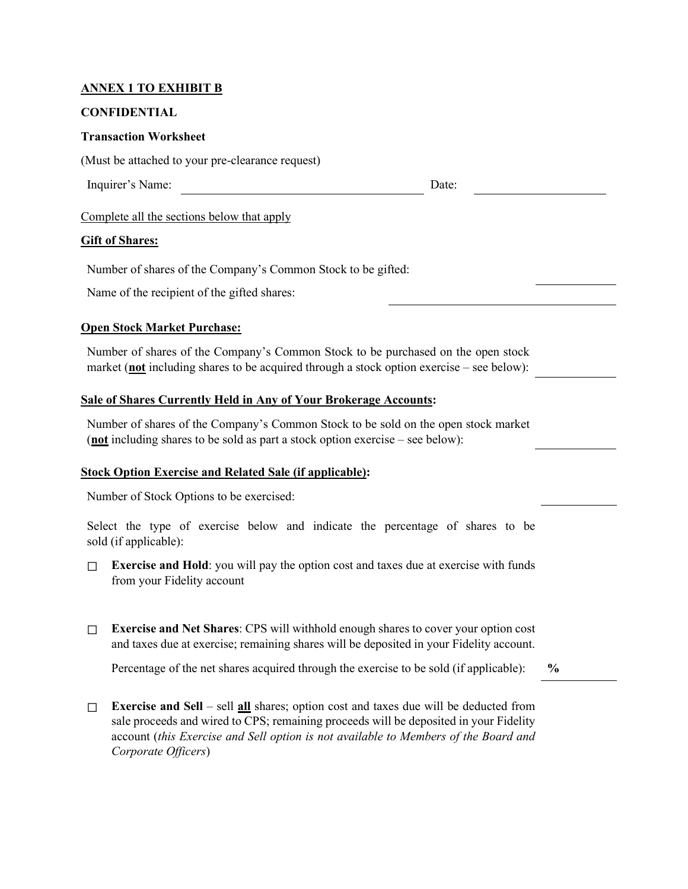**ANNEX 1 TO EXHIBIT B**

**CONFIDENTIAL**

**Transaction Worksheet**

(Must be attached to your pre-clearance request)

Inquirer's Name: ______________________ Date: ______________

Complete all the sections below that apply

**Gift of Shares:**

Number of shares of the Company's Common Stock to be gifted: __________

Name of the recipient of the gifted shares: ______________________

**Open Stock Market Purchase:**

Number of shares of the Company's Common Stock to be purchased on the open stock market (**not** including shares to be acquired through a stock option exercise – see below): __________

**Sale of Shares Currently Held in Any of Your Brokerage Accounts:**

Number of shares of the Company's Common Stock to be sold on the open stock market (**not** including shares to be sold as part a stock option exercise – see below): __________

**Stock Option Exercise and Related Sale (if applicable):**

Number of Stock Options to be exercised: __________

Select the type of exercise below and indicate the percentage of shares to be sold (if applicable):

☐ **Exercise and Hold**: you will pay the option cost and taxes due at exercise with funds from your Fidelity account

☐ **Exercise and Net Shares**: CPS will withhold enough shares to cover your option cost and taxes due at exercise; remaining shares will be deposited in your Fidelity account.

Percentage of the net shares acquired through the exercise to be sold (if applicable): **%** __________

☐ **Exercise and Sell** – sell **all** shares; option cost and taxes due will be deducted from sale proceeds and wired to CPS; remaining proceeds will be deposited in your Fidelity account (*this Exercise and Sell option is not available to Members of the Board and Corporate Officers*)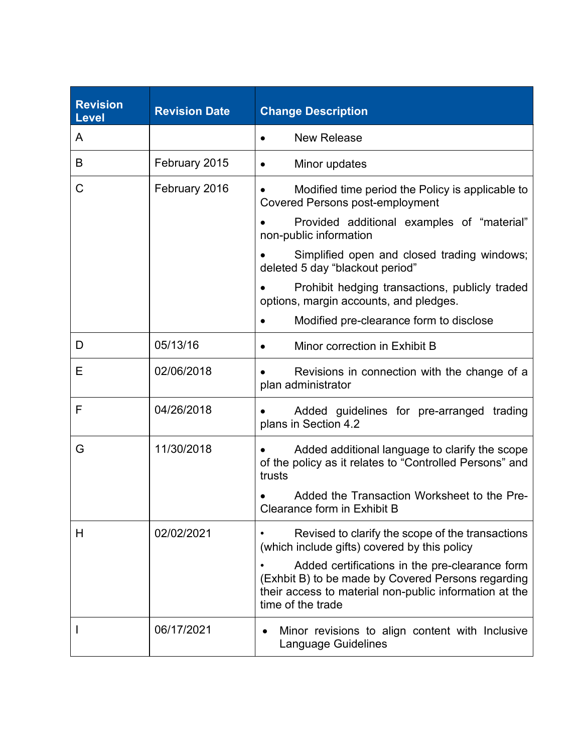| Revision Level | Revision Date | Change Description |
|---|---|---|
| A | | • New Release |
| B | February 2015 | • Minor updates |
| C | February 2016 | • Modified time period the Policy is applicable to Covered Persons post-employment<br>• Provided additional examples of "material" non-public information<br>• Simplified open and closed trading windows; deleted 5 day "blackout period"<br>• Prohibit hedging transactions, publicly traded options, margin accounts, and pledges.<br>• Modified pre-clearance form to disclose |
| D | 05/13/16 | • Minor correction in Exhibit B |
| E | 02/06/2018 | • Revisions in connection with the change of a plan administrator |
| F | 04/26/2018 | • Added guidelines for pre-arranged trading plans in Section 4.2 |
| G | 11/30/2018 | • Added additional language to clarify the scope of the policy as it relates to "Controlled Persons" and trusts<br>• Added the Transaction Worksheet to the Pre-Clearance form in Exhibit B |
| H | 02/02/2021 | • Revised to clarify the scope of the transactions (which include gifts) covered by this policy<br>• Added certifications in the pre-clearance form (Exhbit B) to be made by Covered Persons regarding their access to material non-public information at the time of the trade |
| I | 06/17/2021 | • Minor revisions to align content with Inclusive Language Guidelines |